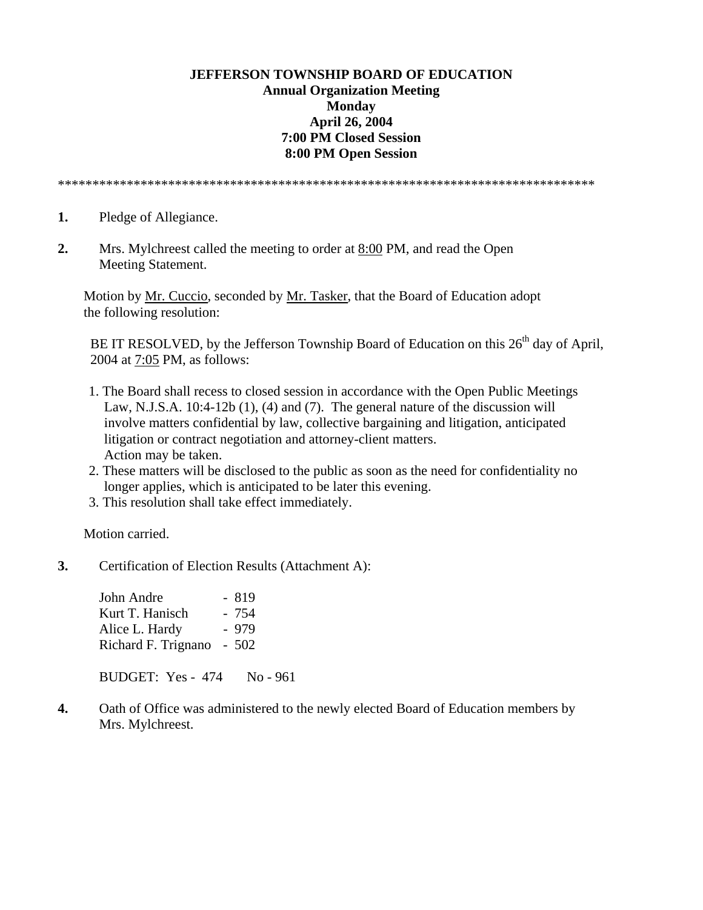**JEFFERSON TOWNSHIP BOARD OF EDUCATION**
**Annual Organization Meeting**
**Monday**
**April 26, 2004**
**7:00 PM Closed Session**
**8:00 PM Open Session**

*******************************************************************************

**1.** Pledge of Allegiance.

**2.** Mrs. Mylchreest called the meeting to order at 8:00 PM, and read the Open Meeting Statement.

Motion by Mr. Cuccio, seconded by Mr. Tasker, that the Board of Education adopt the following resolution:

BE IT RESOLVED, by the Jefferson Township Board of Education on this 26th day of April, 2004 at 7:05 PM, as follows:

1. The Board shall recess to closed session in accordance with the Open Public Meetings Law, N.J.S.A. 10:4-12b (1), (4) and (7). The general nature of the discussion will involve matters confidential by law, collective bargaining and litigation, anticipated litigation or contract negotiation and attorney-client matters. Action may be taken.
2. These matters will be disclosed to the public as soon as the need for confidentiality no longer applies, which is anticipated to be later this evening.
3. This resolution shall take effect immediately.

Motion carried.

**3.** Certification of Election Results (Attachment A):

| | |
|---|---|
| John Andre | - 819 |
| Kurt T. Hanisch | - 754 |
| Alice L. Hardy | - 979 |
| Richard F. Trignano | - 502 |

BUDGET: Yes - 474 No - 961

**4.** Oath of Office was administered to the newly elected Board of Education members by Mrs. Mylchreest.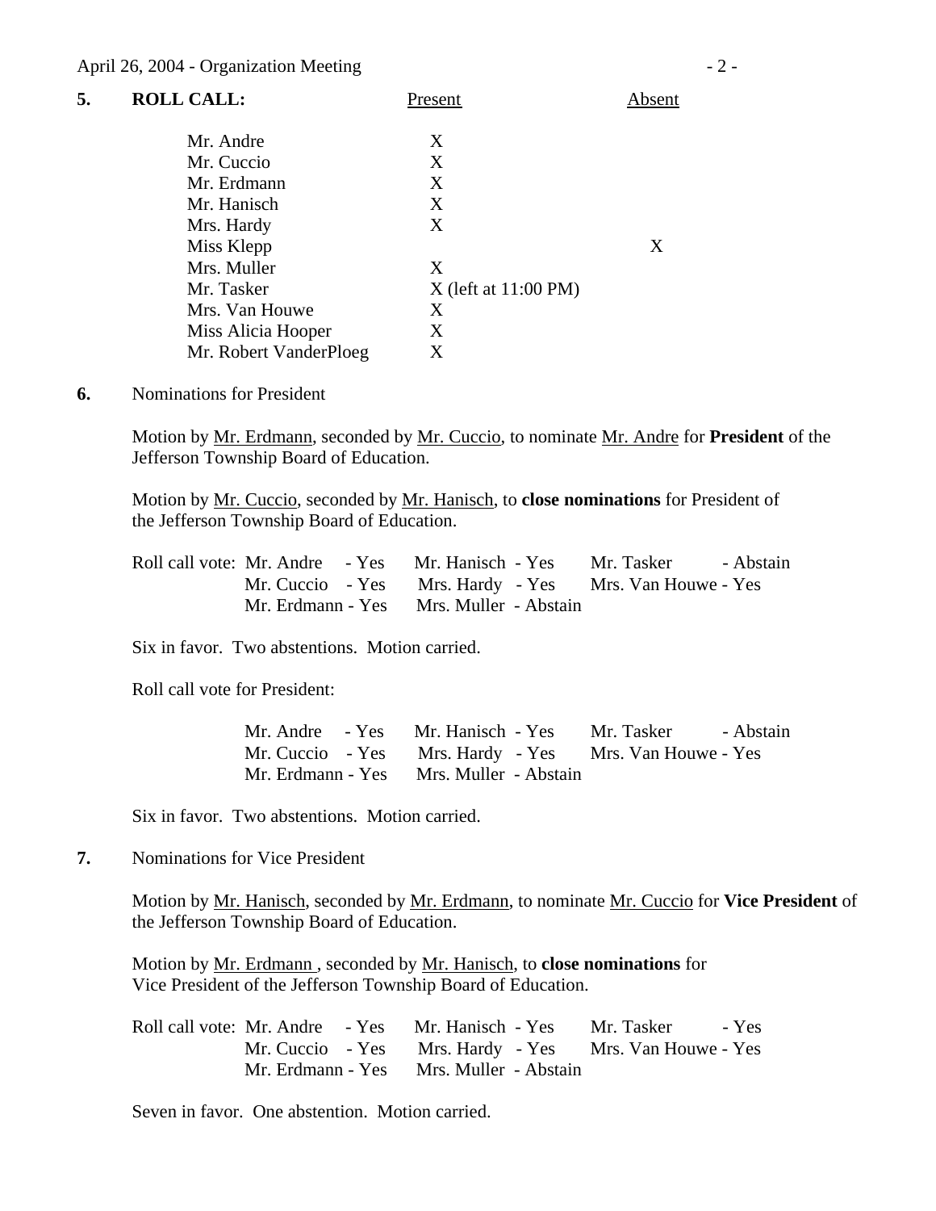**5. ROLL CALL:**

| | Present | Absent |
|---|---|---|
| Mr. Andre | X | |
| Mr. Cuccio | X | |
| Mr. Erdmann | X | |
| Mr. Hanisch | X | |
| Mrs. Hardy | X | |
| Miss Klepp | | X |
| Mrs. Muller | X | |
| Mr. Tasker | X (left at 11:00 PM) | |
| Mrs. Van Houwe | X | |
| Miss Alicia Hooper | X | |
| Mr. Robert VanderPloeg | X | |

**6.** Nominations for President

Motion by Mr. Erdmann, seconded by Mr. Cuccio, to nominate Mr. Andre for **President** of the Jefferson Township Board of Education.

Motion by Mr. Cuccio, seconded by Mr. Hanisch, to **close nominations** for President of the Jefferson Township Board of Education.

Roll call vote: Mr. Andre - Yes, Mr. Hanisch - Yes, Mr. Tasker - Abstain, Mr. Cuccio - Yes, Mrs. Hardy - Yes, Mrs. Van Houwe - Yes, Mr. Erdmann - Yes, Mrs. Muller - Abstain

Six in favor. Two abstentions. Motion carried.

Roll call vote for President:

Mr. Andre - Yes, Mr. Hanisch - Yes, Mr. Tasker - Abstain, Mr. Cuccio - Yes, Mrs. Hardy - Yes, Mrs. Van Houwe - Yes, Mr. Erdmann - Yes, Mrs. Muller - Abstain

Six in favor. Two abstentions. Motion carried.

**7.** Nominations for Vice President

Motion by Mr. Hanisch, seconded by Mr. Erdmann, to nominate Mr. Cuccio for **Vice President** of the Jefferson Township Board of Education.

Motion by Mr. Erdmann , seconded by Mr. Hanisch, to **close nominations** for Vice President of the Jefferson Township Board of Education.

Roll call vote: Mr. Andre - Yes, Mr. Hanisch - Yes, Mr. Tasker - Yes, Mr. Cuccio - Yes, Mrs. Hardy - Yes, Mrs. Van Houwe - Yes, Mr. Erdmann - Yes, Mrs. Muller - Abstain

Seven in favor. One abstention. Motion carried.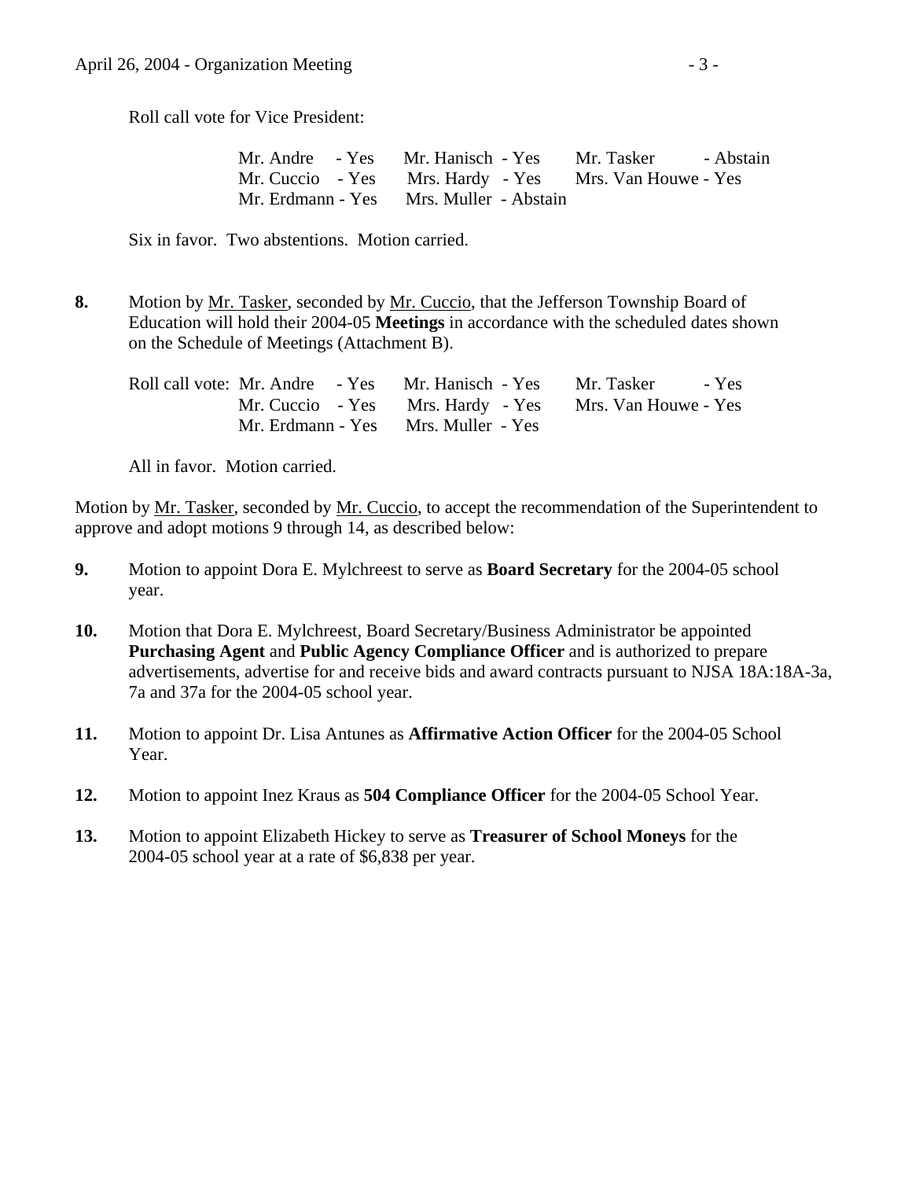Roll call vote for Vice President:

| | | |
|---|---|---|
| Mr. Andre - Yes | Mr. Hanisch - Yes | Mr. Tasker - Abstain |
| Mr. Cuccio - Yes | Mrs. Hardy - Yes | Mrs. Van Houwe - Yes |
| Mr. Erdmann - Yes | Mrs. Muller - Abstain | |

Six in favor. Two abstentions. Motion carried.

**8.** Motion by Mr. Tasker, seconded by Mr. Cuccio, that the Jefferson Township Board of Education will hold their 2004-05 **Meetings** in accordance with the scheduled dates shown on the Schedule of Meetings (Attachment B).

| Roll call vote: | | | |
|---|---|---|---|
| | Mr. Andre - Yes | Mr. Hanisch - Yes | Mr. Tasker - Yes |
| | Mr. Cuccio - Yes | Mrs. Hardy - Yes | Mrs. Van Houwe - Yes |
| | Mr. Erdmann - Yes | Mrs. Muller - Yes | |

All in favor. Motion carried.

Motion by Mr. Tasker, seconded by Mr. Cuccio, to accept the recommendation of the Superintendent to approve and adopt motions 9 through 14, as described below:

**9.** Motion to appoint Dora E. Mylchreest to serve as **Board Secretary** for the 2004-05 school year.

**10.** Motion that Dora E. Mylchreest, Board Secretary/Business Administrator be appointed **Purchasing Agent** and **Public Agency Compliance Officer** and is authorized to prepare advertisements, advertise for and receive bids and award contracts pursuant to NJSA 18A:18A-3a, 7a and 37a for the 2004-05 school year.

**11.** Motion to appoint Dr. Lisa Antunes as **Affirmative Action Officer** for the 2004-05 School Year.

**12.** Motion to appoint Inez Kraus as **504 Compliance Officer** for the 2004-05 School Year.

**13.** Motion to appoint Elizabeth Hickey to serve as **Treasurer of School Moneys** for the 2004-05 school year at a rate of $6,838 per year.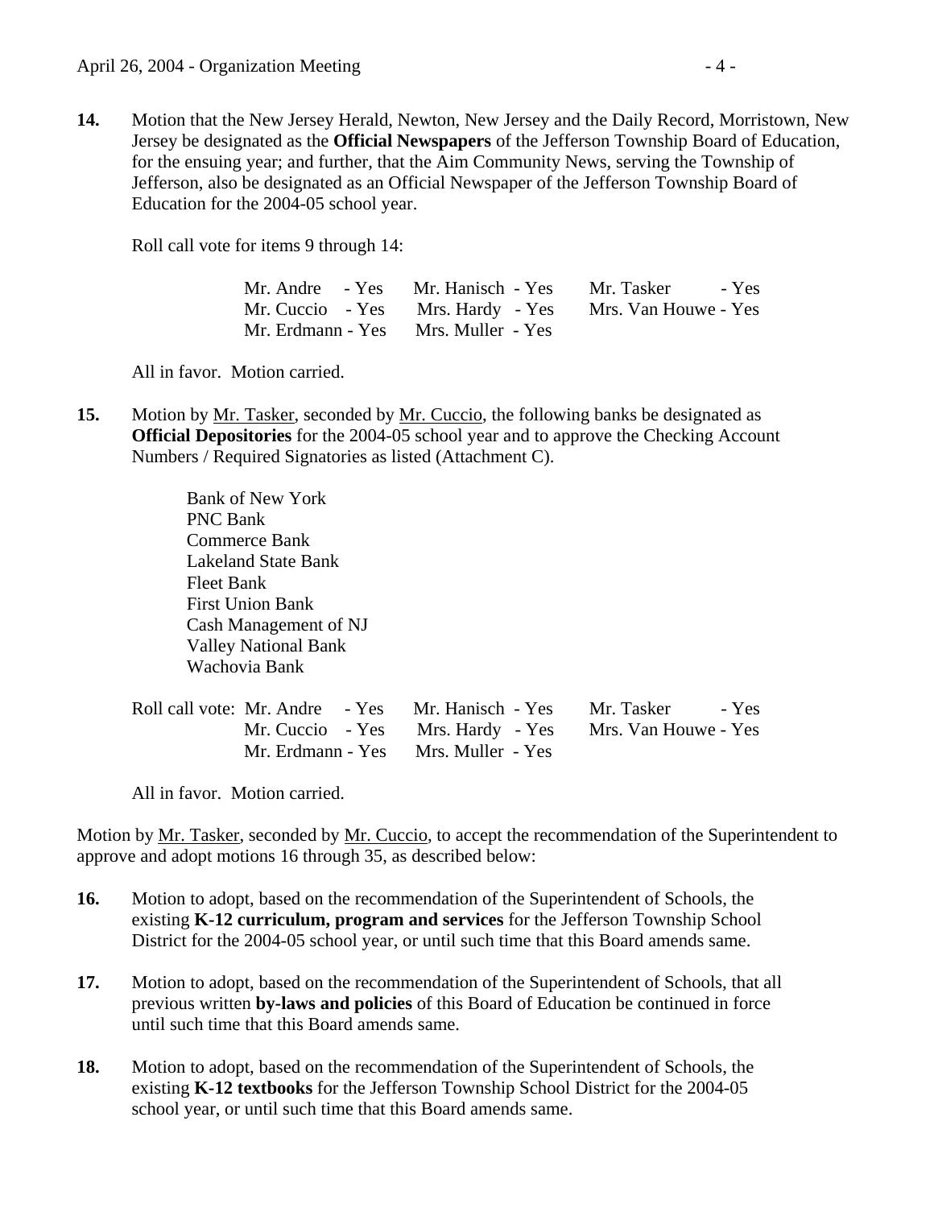**14.** Motion that the New Jersey Herald, Newton, New Jersey and the Daily Record, Morristown, New Jersey be designated as the **Official Newspapers** of the Jefferson Township Board of Education, for the ensuing year; and further, that the Aim Community News, serving the Township of Jefferson, also be designated as an Official Newspaper of the Jefferson Township Board of Education for the 2004-05 school year.

Roll call vote for items 9 through 14:

| | | |
|---|---|---|
| Mr. Andre - Yes | Mr. Hanisch - Yes | Mr. Tasker - Yes |
| Mr. Cuccio - Yes | Mrs. Hardy - Yes | Mrs. Van Houwe - Yes |
| Mr. Erdmann - Yes | Mrs. Muller - Yes | |

All in favor. Motion carried.

**15.** Motion by Mr. Tasker, seconded by Mr. Cuccio, the following banks be designated as **Official Depositories** for the 2004-05 school year and to approve the Checking Account Numbers / Required Signatories as listed (Attachment C).

Bank of New York
PNC Bank
Commerce Bank
Lakeland State Bank
Fleet Bank
First Union Bank
Cash Management of NJ
Valley National Bank
Wachovia Bank

Roll call vote:

| | | |
|---|---|---|
| Mr. Andre - Yes | Mr. Hanisch - Yes | Mr. Tasker - Yes |
| Mr. Cuccio - Yes | Mrs. Hardy - Yes | Mrs. Van Houwe - Yes |
| Mr. Erdmann - Yes | Mrs. Muller - Yes | |

All in favor. Motion carried.

Motion by Mr. Tasker, seconded by Mr. Cuccio, to accept the recommendation of the Superintendent to approve and adopt motions 16 through 35, as described below:

**16.** Motion to adopt, based on the recommendation of the Superintendent of Schools, the existing **K-12 curriculum, program and services** for the Jefferson Township School District for the 2004-05 school year, or until such time that this Board amends same.

**17.** Motion to adopt, based on the recommendation of the Superintendent of Schools, that all previous written **by-laws and policies** of this Board of Education be continued in force until such time that this Board amends same.

**18.** Motion to adopt, based on the recommendation of the Superintendent of Schools, the existing **K-12 textbooks** for the Jefferson Township School District for the 2004-05 school year, or until such time that this Board amends same.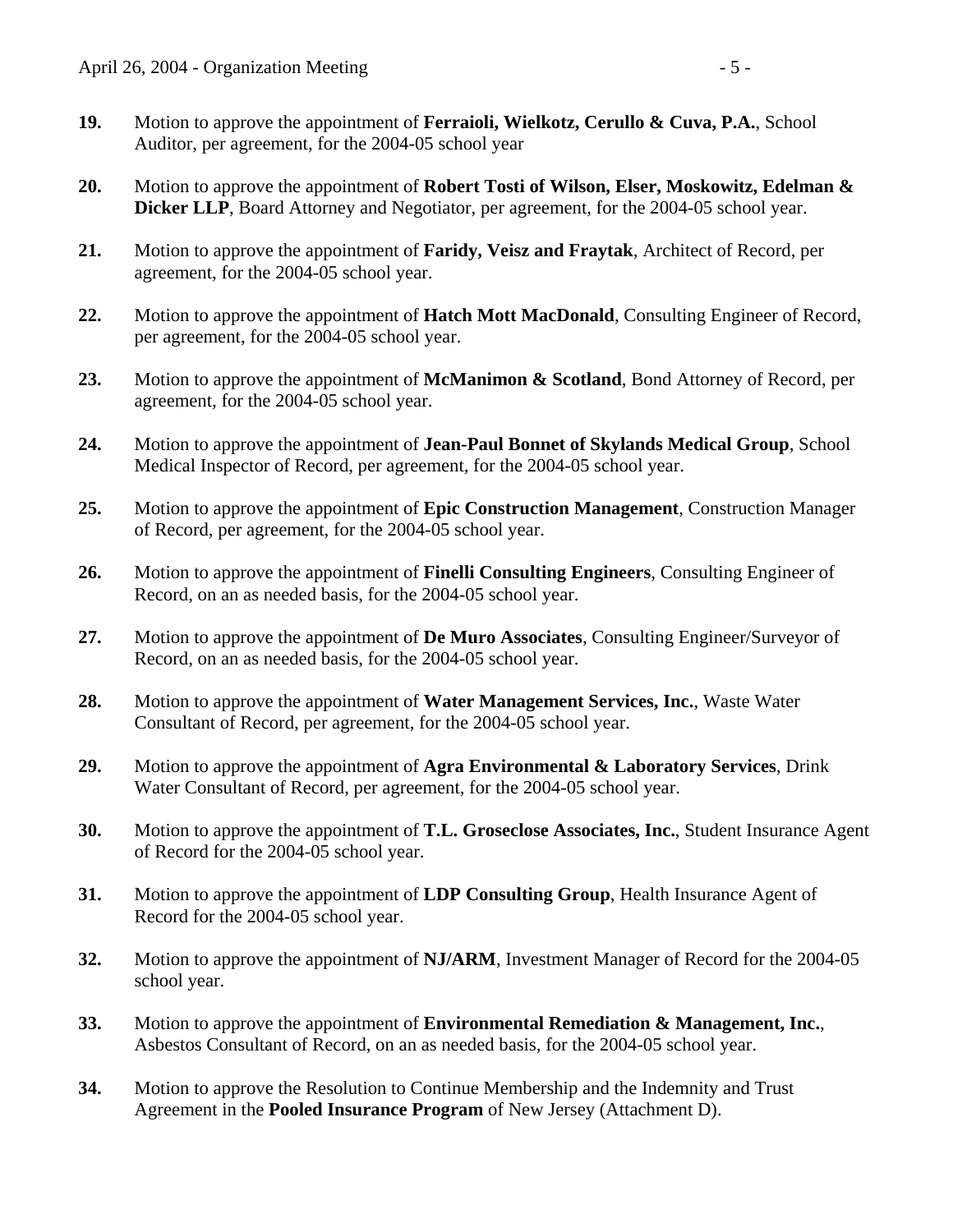**19.** Motion to approve the appointment of **Ferraioli, Wielkotz, Cerullo & Cuva, P.A.**, School Auditor, per agreement, for the 2004-05 school year

**20.** Motion to approve the appointment of **Robert Tosti of Wilson, Elser, Moskowitz, Edelman & Dicker LLP**, Board Attorney and Negotiator, per agreement, for the 2004-05 school year.

**21.** Motion to approve the appointment of **Faridy, Veisz and Fraytak**, Architect of Record, per agreement, for the 2004-05 school year.

**22.** Motion to approve the appointment of **Hatch Mott MacDonald**, Consulting Engineer of Record, per agreement, for the 2004-05 school year.

**23.** Motion to approve the appointment of **McManimon & Scotland**, Bond Attorney of Record, per agreement, for the 2004-05 school year.

**24.** Motion to approve the appointment of **Jean-Paul Bonnet of Skylands Medical Group**, School Medical Inspector of Record, per agreement, for the 2004-05 school year.

**25.** Motion to approve the appointment of **Epic Construction Management**, Construction Manager of Record, per agreement, for the 2004-05 school year.

**26.** Motion to approve the appointment of **Finelli Consulting Engineers**, Consulting Engineer of Record, on an as needed basis, for the 2004-05 school year.

**27.** Motion to approve the appointment of **De Muro Associates**, Consulting Engineer/Surveyor of Record, on an as needed basis, for the 2004-05 school year.

**28.** Motion to approve the appointment of **Water Management Services, Inc.**, Waste Water Consultant of Record, per agreement, for the 2004-05 school year.

**29.** Motion to approve the appointment of **Agra Environmental & Laboratory Services**, Drink Water Consultant of Record, per agreement, for the 2004-05 school year.

**30.** Motion to approve the appointment of **T.L. Groseclose Associates, Inc.**, Student Insurance Agent of Record for the 2004-05 school year.

**31.** Motion to approve the appointment of **LDP Consulting Group**, Health Insurance Agent of Record for the 2004-05 school year.

**32.** Motion to approve the appointment of **NJ/ARM**, Investment Manager of Record for the 2004-05 school year.

**33.** Motion to approve the appointment of **Environmental Remediation & Management, Inc.**, Asbestos Consultant of Record, on an as needed basis, for the 2004-05 school year.

**34.** Motion to approve the Resolution to Continue Membership and the Indemnity and Trust Agreement in the **Pooled Insurance Program** of New Jersey (Attachment D).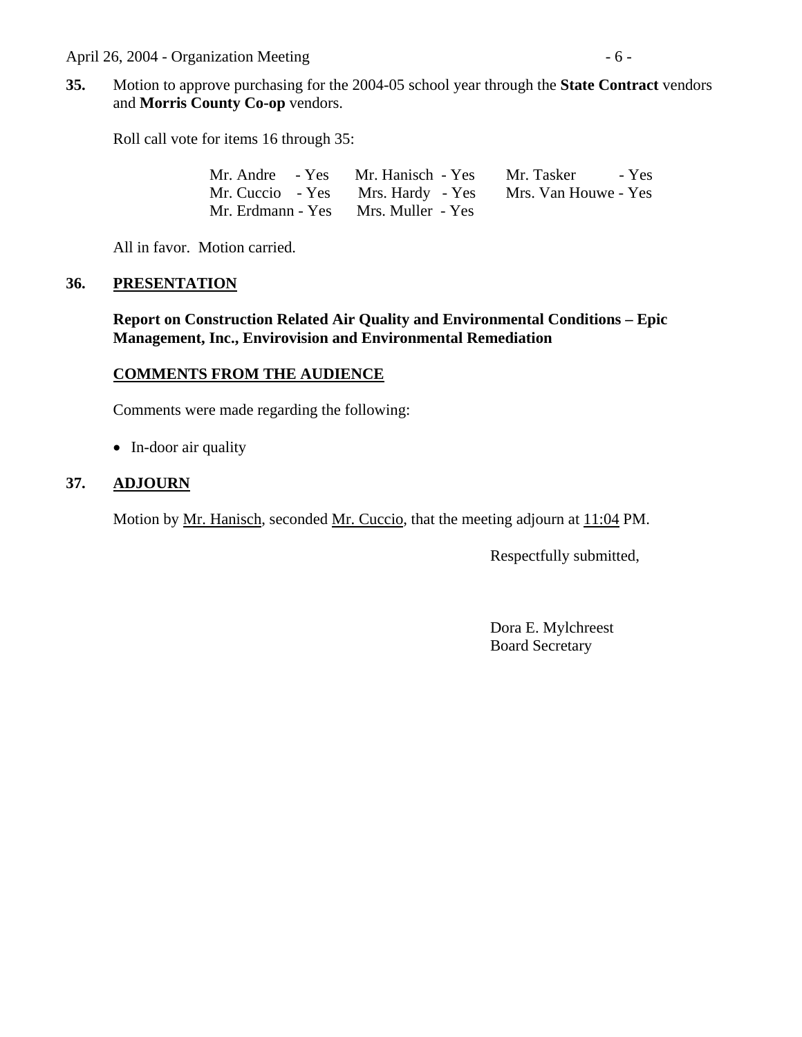**35.** Motion to approve purchasing for the 2004-05 school year through the **State Contract** vendors and **Morris County Co-op** vendors.

Roll call vote for items 16 through 35:

| | | |
|---|---|---|
| Mr. Andre - Yes | Mr. Hanisch - Yes | Mr. Tasker - Yes |
| Mr. Cuccio - Yes | Mrs. Hardy - Yes | Mrs. Van Houwe - Yes |
| Mr. Erdmann - Yes | Mrs. Muller - Yes | |

All in favor. Motion carried.

**36. PRESENTATION**

**Report on Construction Related Air Quality and Environmental Conditions – Epic Management, Inc., Envirovision and Environmental Remediation**

**COMMENTS FROM THE AUDIENCE**

Comments were made regarding the following:

- In-door air quality

**37. ADJOURN**

Motion by Mr. Hanisch, seconded Mr. Cuccio, that the meeting adjourn at 11:04 PM.

Respectfully submitted,

Dora E. Mylchreest
Board Secretary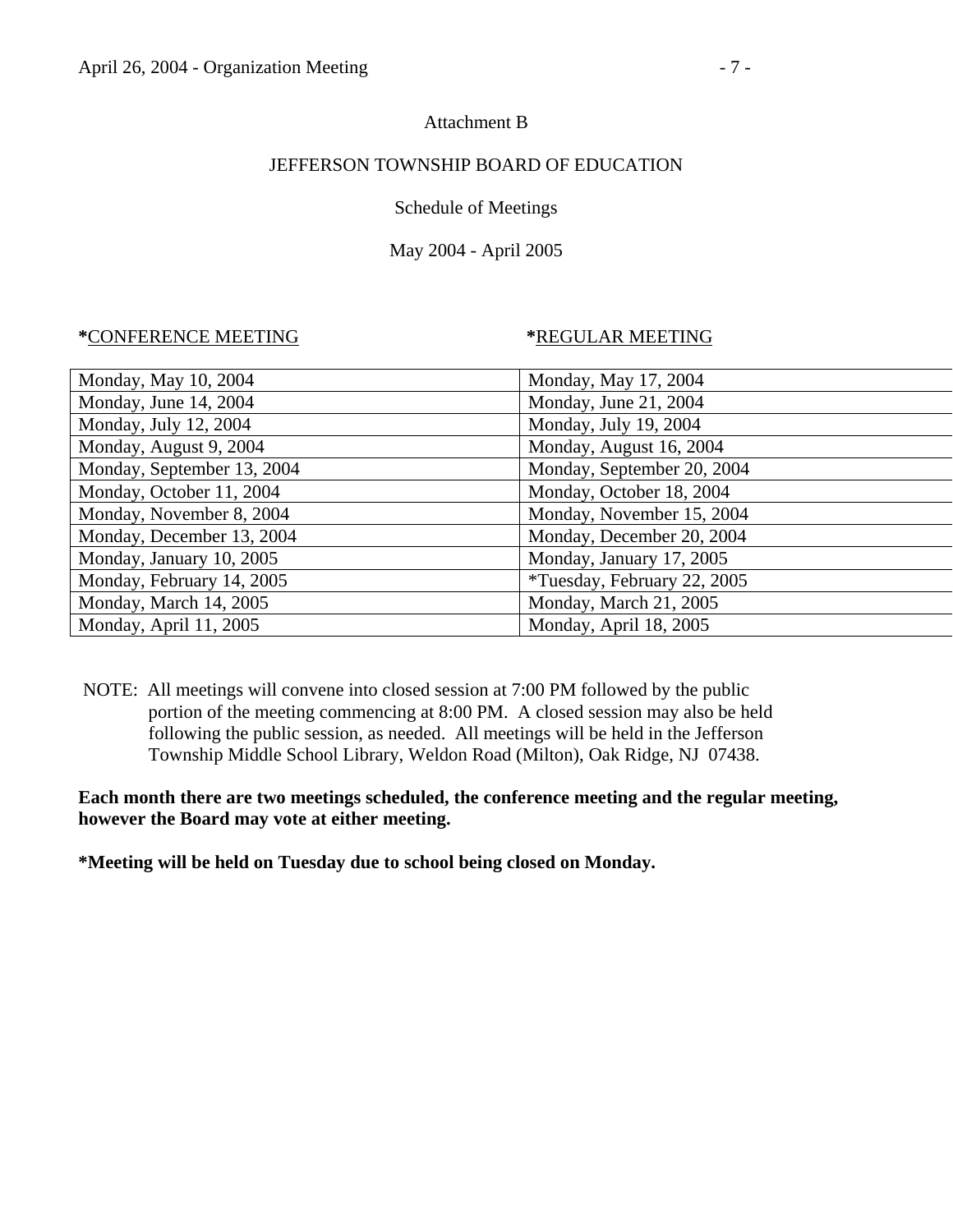Attachment B

JEFFERSON TOWNSHIP BOARD OF EDUCATION

Schedule of Meetings

May 2004 - April 2005

| *CONFERENCE MEETING | *REGULAR MEETING |
|---|---|
| Monday, May 10, 2004 | Monday, May 17, 2004 |
| Monday, June 14, 2004 | Monday, June 21, 2004 |
| Monday, July 12, 2004 | Monday, July 19, 2004 |
| Monday, August 9, 2004 | Monday, August 16, 2004 |
| Monday, September 13, 2004 | Monday, September 20, 2004 |
| Monday, October 11, 2004 | Monday, October 18, 2004 |
| Monday, November 8, 2004 | Monday, November 15, 2004 |
| Monday, December 13, 2004 | Monday, December 20, 2004 |
| Monday, January 10, 2005 | Monday, January 17, 2005 |
| Monday, February 14, 2005 | *Tuesday, February 22, 2005 |
| Monday, March 14, 2005 | Monday, March 21, 2005 |
| Monday, April 11, 2005 | Monday, April 18, 2005 |

NOTE: All meetings will convene into closed session at 7:00 PM followed by the public portion of the meeting commencing at 8:00 PM. A closed session may also be held following the public session, as needed. All meetings will be held in the Jefferson Township Middle School Library, Weldon Road (Milton), Oak Ridge, NJ 07438.

**Each month there are two meetings scheduled, the conference meeting and the regular meeting, however the Board may vote at either meeting.**

***Meeting will be held on Tuesday due to school being closed on Monday.**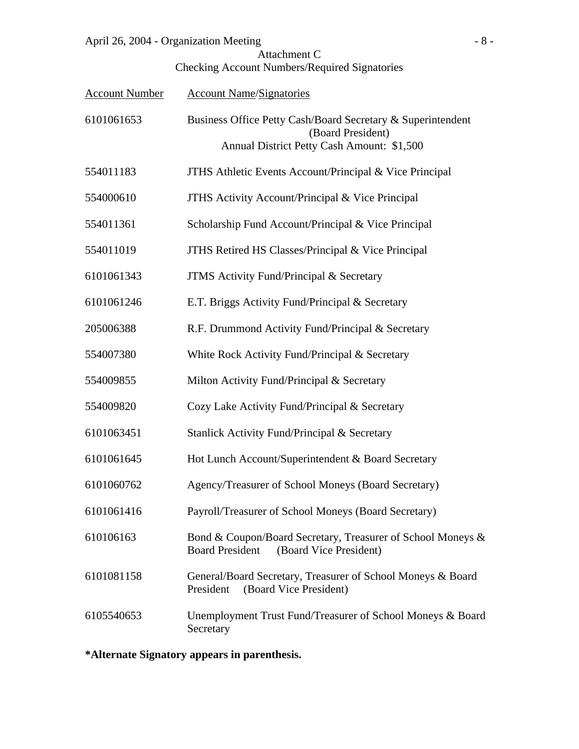Attachment C

Checking Account Numbers/Required Signatories

| Account Number | Account Name/Signatories |
|---|---|
| 6101061653 | Business Office Petty Cash/Board Secretary & Superintendent (Board President) Annual District Petty Cash Amount: $1,500 |
| 554011183 | JTHS Athletic Events Account/Principal & Vice Principal |
| 554000610 | JTHS Activity Account/Principal & Vice Principal |
| 554011361 | Scholarship Fund Account/Principal & Vice Principal |
| 554011019 | JTHS Retired HS Classes/Principal & Vice Principal |
| 6101061343 | JTMS Activity Fund/Principal & Secretary |
| 6101061246 | E.T. Briggs Activity Fund/Principal & Secretary |
| 205006388 | R.F. Drummond Activity Fund/Principal & Secretary |
| 554007380 | White Rock Activity Fund/Principal & Secretary |
| 554009855 | Milton Activity Fund/Principal & Secretary |
| 554009820 | Cozy Lake Activity Fund/Principal & Secretary |
| 6101063451 | Stanlick Activity Fund/Principal & Secretary |
| 6101061645 | Hot Lunch Account/Superintendent & Board Secretary |
| 6101060762 | Agency/Treasurer of School Moneys (Board Secretary) |
| 6101061416 | Payroll/Treasurer of School Moneys (Board Secretary) |
| 610106163 | Bond & Coupon/Board Secretary, Treasurer of School Moneys & Board President (Board Vice President) |
| 6101081158 | General/Board Secretary, Treasurer of School Moneys & Board President (Board Vice President) |
| 6105540653 | Unemployment Trust Fund/Treasurer of School Moneys & Board Secretary |

**\*Alternate Signatory appears in parenthesis.**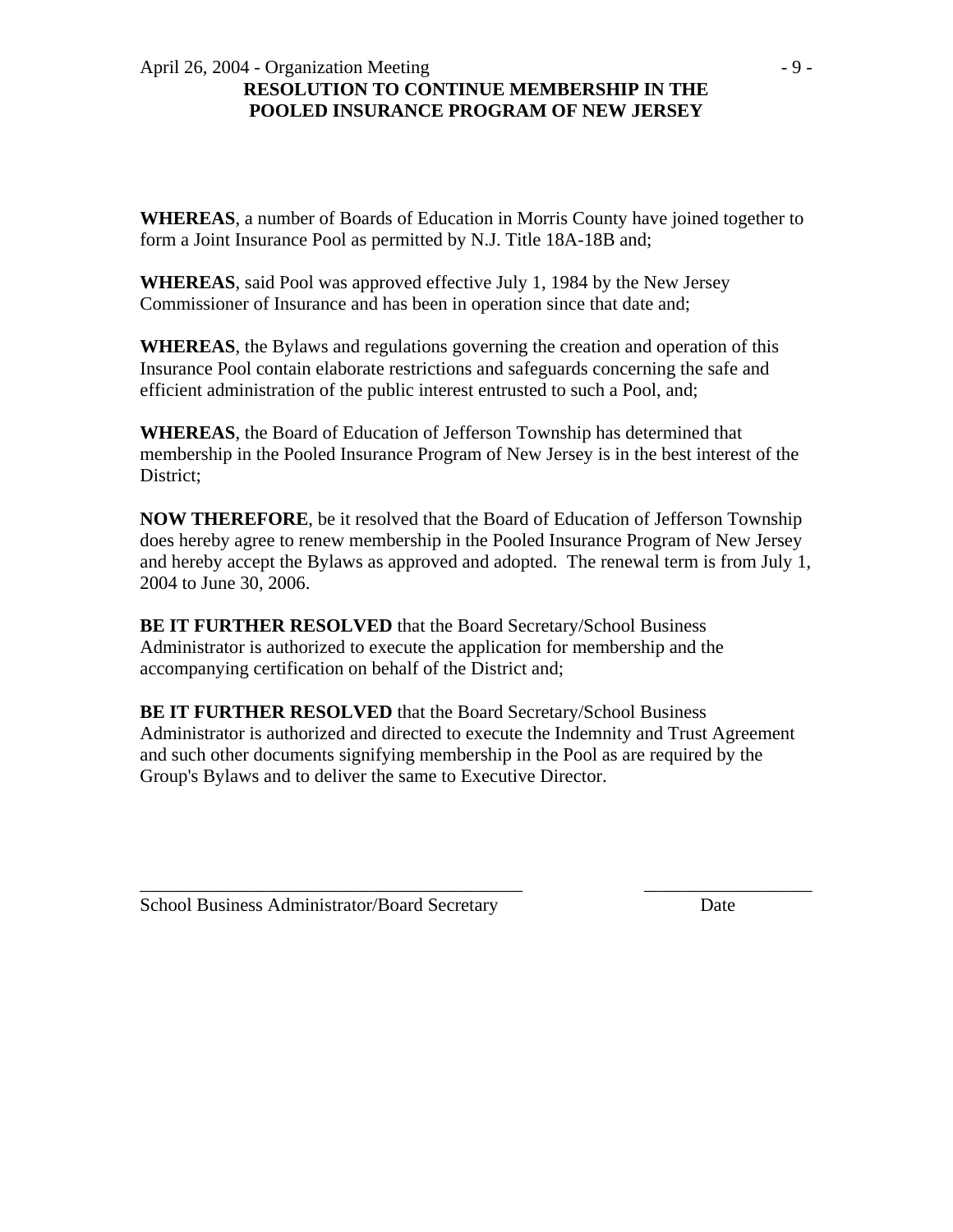# RESOLUTION TO CONTINUE MEMBERSHIP IN THE POOLED INSURANCE PROGRAM OF NEW JERSEY

**WHEREAS**, a number of Boards of Education in Morris County have joined together to form a Joint Insurance Pool as permitted by N.J. Title 18A-18B and;

**WHEREAS**, said Pool was approved effective July 1, 1984 by the New Jersey Commissioner of Insurance and has been in operation since that date and;

**WHEREAS**, the Bylaws and regulations governing the creation and operation of this Insurance Pool contain elaborate restrictions and safeguards concerning the safe and efficient administration of the public interest entrusted to such a Pool, and;

**WHEREAS**, the Board of Education of Jefferson Township has determined that membership in the Pooled Insurance Program of New Jersey is in the best interest of the District;

**NOW THEREFORE**, be it resolved that the Board of Education of Jefferson Township does hereby agree to renew membership in the Pooled Insurance Program of New Jersey and hereby accept the Bylaws as approved and adopted. The renewal term is from July 1, 2004 to June 30, 2006.

**BE IT FURTHER RESOLVED** that the Board Secretary/School Business Administrator is authorized to execute the application for membership and the accompanying certification on behalf of the District and;

**BE IT FURTHER RESOLVED** that the Board Secretary/School Business Administrator is authorized and directed to execute the Indemnity and Trust Agreement and such other documents signifying membership in the Pool as are required by the Group's Bylaws and to deliver the same to Executive Director.

\_\_\_\_\_\_\_\_\_\_\_\_\_\_\_\_\_\_\_\_\_\_\_\_\_\_\_\_\_\_\_\_\_\_\_\_\_\_\_\_ \_\_\_\_\_\_\_\_\_\_\_\_\_\_\_\_\_\_

School Business Administrator/Board Secretary Date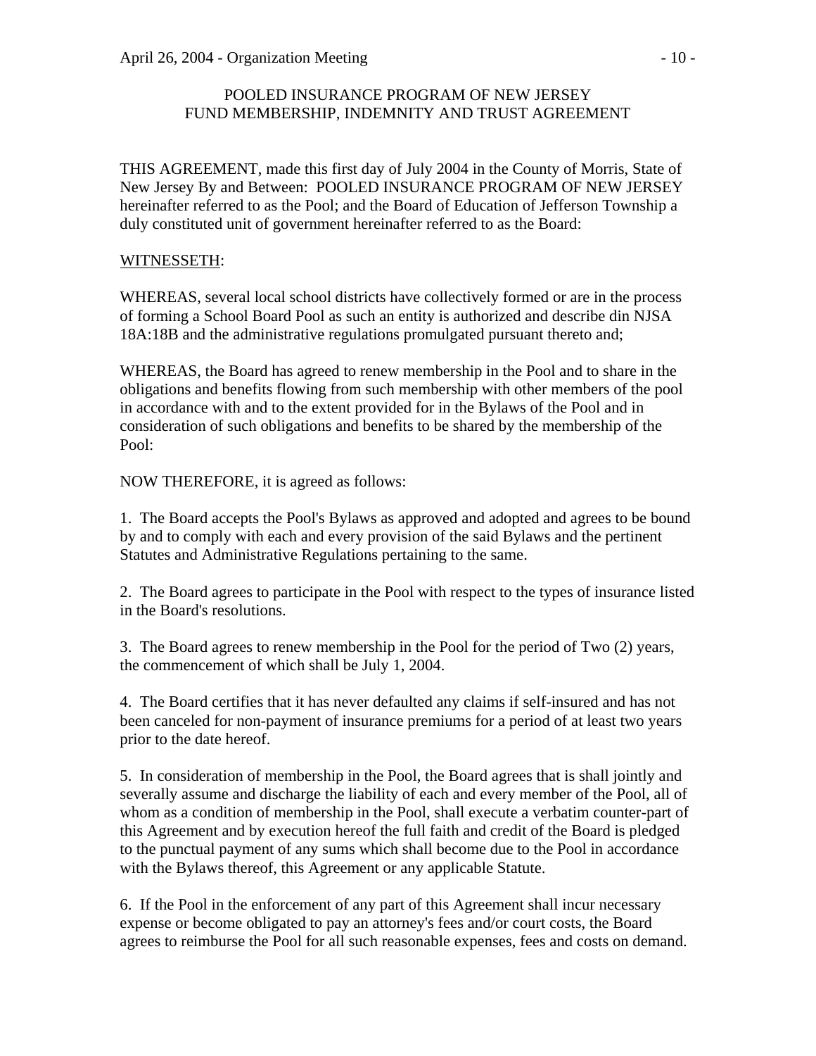POOLED INSURANCE PROGRAM OF NEW JERSEY
FUND MEMBERSHIP, INDEMNITY AND TRUST AGREEMENT

THIS AGREEMENT, made this first day of July 2004 in the County of Morris, State of New Jersey By and Between: POOLED INSURANCE PROGRAM OF NEW JERSEY hereinafter referred to as the Pool; and the Board of Education of Jefferson Township a duly constituted unit of government hereinafter referred to as the Board:

WITNESSETH:

WHEREAS, several local school districts have collectively formed or are in the process of forming a School Board Pool as such an entity is authorized and describe din NJSA 18A:18B and the administrative regulations promulgated pursuant thereto and;

WHEREAS, the Board has agreed to renew membership in the Pool and to share in the obligations and benefits flowing from such membership with other members of the pool in accordance with and to the extent provided for in the Bylaws of the Pool and in consideration of such obligations and benefits to be shared by the membership of the Pool:

NOW THEREFORE, it is agreed as follows:

1. The Board accepts the Pool's Bylaws as approved and adopted and agrees to be bound by and to comply with each and every provision of the said Bylaws and the pertinent Statutes and Administrative Regulations pertaining to the same.

2. The Board agrees to participate in the Pool with respect to the types of insurance listed in the Board's resolutions.

3. The Board agrees to renew membership in the Pool for the period of Two (2) years, the commencement of which shall be July 1, 2004.

4. The Board certifies that it has never defaulted any claims if self-insured and has not been canceled for non-payment of insurance premiums for a period of at least two years prior to the date hereof.

5. In consideration of membership in the Pool, the Board agrees that is shall jointly and severally assume and discharge the liability of each and every member of the Pool, all of whom as a condition of membership in the Pool, shall execute a verbatim counter-part of this Agreement and by execution hereof the full faith and credit of the Board is pledged to the punctual payment of any sums which shall become due to the Pool in accordance with the Bylaws thereof, this Agreement or any applicable Statute.

6. If the Pool in the enforcement of any part of this Agreement shall incur necessary expense or become obligated to pay an attorney's fees and/or court costs, the Board agrees to reimburse the Pool for all such reasonable expenses, fees and costs on demand.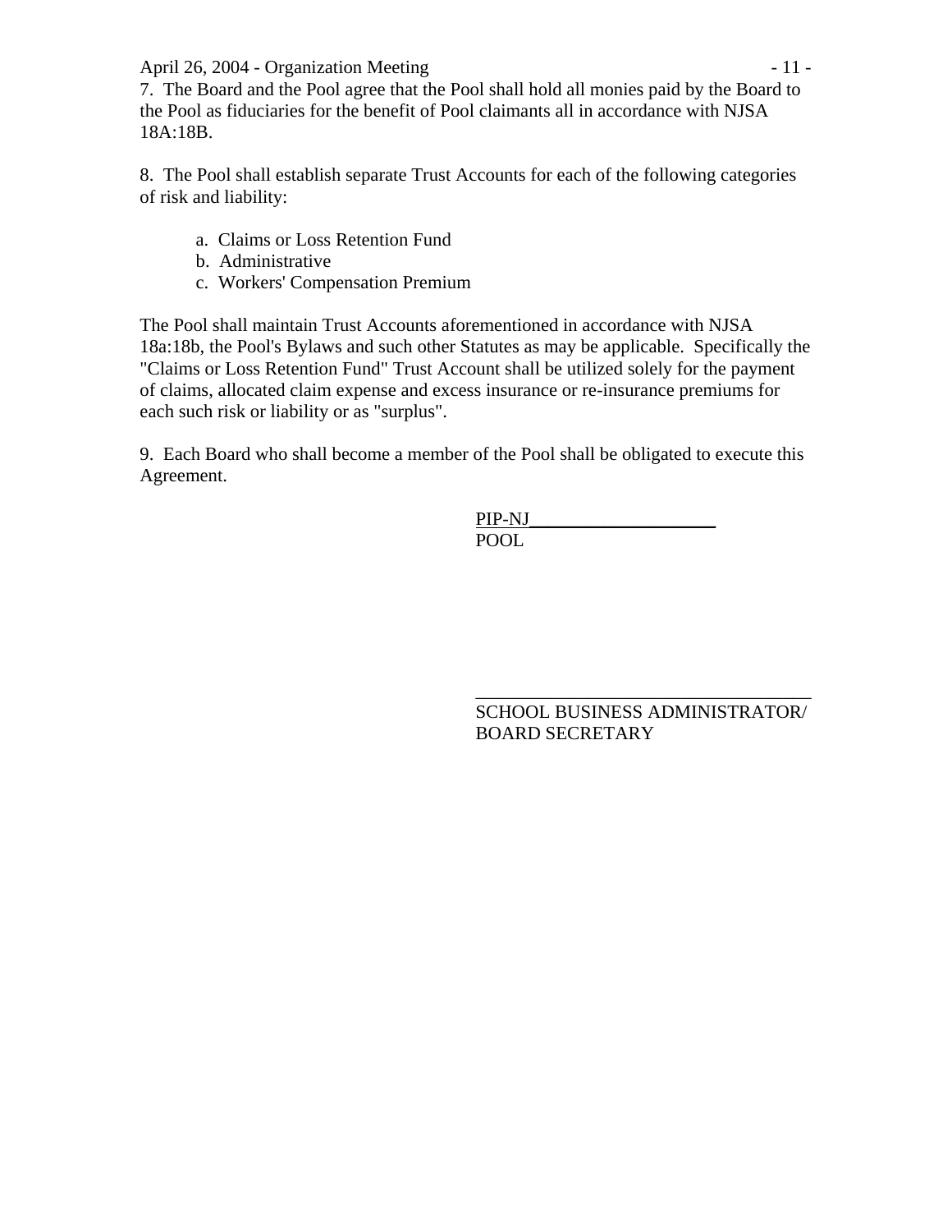7. The Board and the Pool agree that the Pool shall hold all monies paid by the Board to the Pool as fiduciaries for the benefit of Pool claimants all in accordance with NJSA 18A:18B.

8. The Pool shall establish separate Trust Accounts for each of the following categories of risk and liability:

a. Claims or Loss Retention Fund
b. Administrative
c. Workers' Compensation Premium

The Pool shall maintain Trust Accounts aforementioned in accordance with NJSA 18a:18b, the Pool's Bylaws and such other Statutes as may be applicable. Specifically the "Claims or Loss Retention Fund" Trust Account shall be utilized solely for the payment of claims, allocated claim expense and excess insurance or re-insurance premiums for each such risk or liability or as "surplus".

9. Each Board who shall become a member of the Pool shall be obligated to execute this Agreement.

PIP-NJ____________________
POOL

____________________________________
SCHOOL BUSINESS ADMINISTRATOR/
BOARD SECRETARY